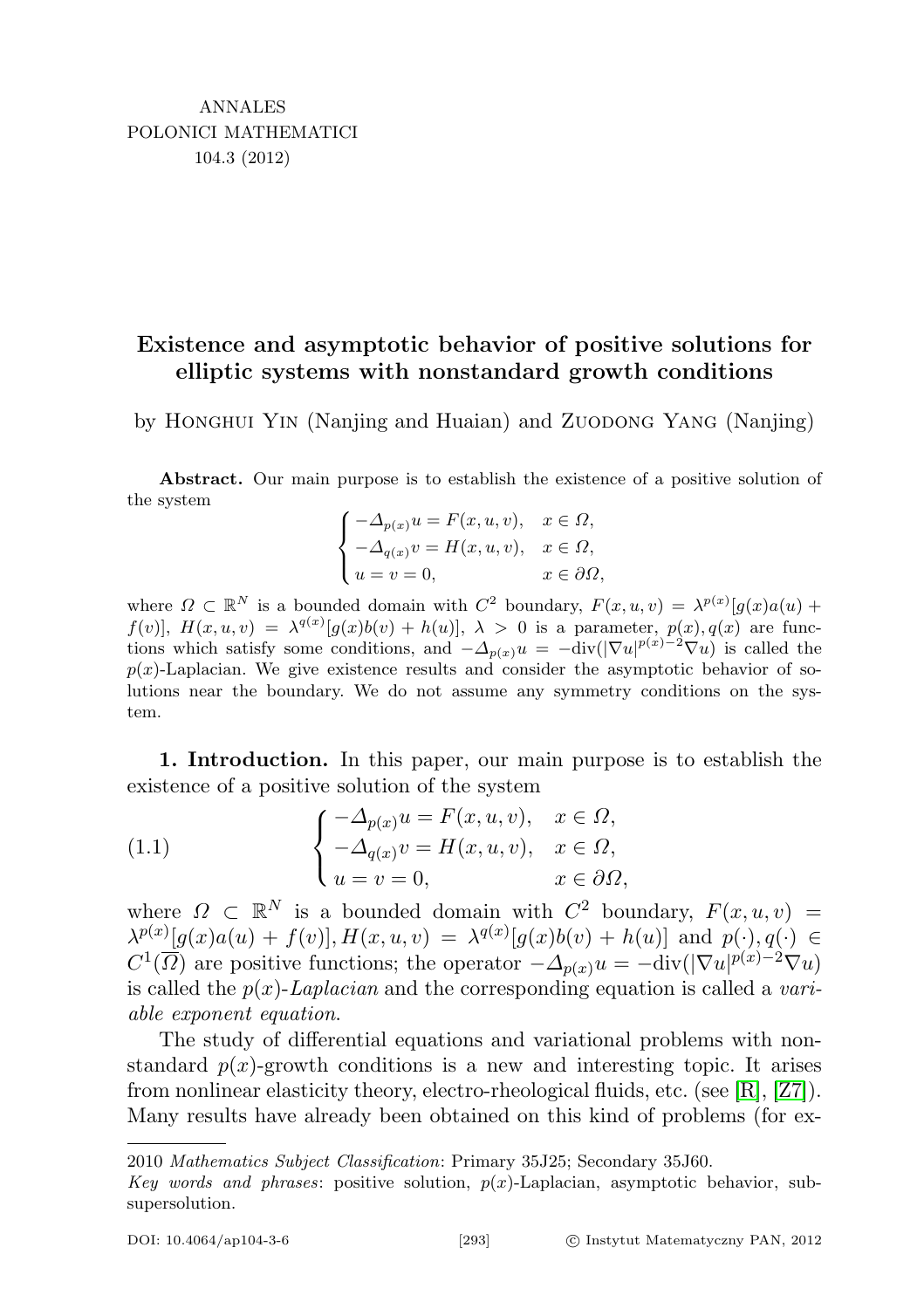ANNALES
POLONICI MATHEMATICI
104.3 (2012)

# Existence and asymptotic behavior of positive solutions for elliptic systems with nonstandard growth conditions

by Honghui Yin (Nanjing and Huaian) and Zuodong Yang (Nanjing)

**Abstract.** Our main purpose is to establish the existence of a positive solution of the system

$$\begin{cases} -\Delta_{p(x)}u = F(x,u,v), & x \in \Omega, \\ -\Delta_{q(x)}v = H(x,u,v), & x \in \Omega, \\ u = v = 0, & x \in \partial\Omega, \end{cases}$$

where $\Omega \subset \mathbb{R}^N$ is a bounded domain with $C^2$ boundary, $F(x,u,v) = \lambda^{p(x)}[g(x)a(u) + f(v)]$, $H(x,u,v) = \lambda^{q(x)}[g(x)b(v) + h(u)]$, $\lambda > 0$ is a parameter, $p(x), q(x)$ are functions which satisfy some conditions, and $-\Delta_{p(x)}u = -\mathrm{div}(|\nabla u|^{p(x)-2}\nabla u)$ is called the $p(x)$-Laplacian. We give existence results and consider the asymptotic behavior of solutions near the boundary. We do not assume any symmetry conditions on the system.

**1. Introduction.** In this paper, our main purpose is to establish the existence of a positive solution of the system

$$(1.1) \qquad \begin{cases} -\Delta_{p(x)}u = F(x,u,v), & x \in \Omega, \\ -\Delta_{q(x)}v = H(x,u,v), & x \in \Omega, \\ u = v = 0, & x \in \partial\Omega, \end{cases}$$

where $\Omega \subset \mathbb{R}^N$ is a bounded domain with $C^2$ boundary, $F(x,u,v) = \lambda^{p(x)}[g(x)a(u) + f(v)], H(x,u,v) = \lambda^{q(x)}[g(x)b(v) + h(u)]$ and $p(\cdot), q(\cdot) \in C^1(\overline{\Omega})$ are positive functions; the operator $-\Delta_{p(x)}u = -\mathrm{div}(|\nabla u|^{p(x)-2}\nabla u)$ is called the *$p(x)$-Laplacian* and the corresponding equation is called a *variable exponent equation*.

The study of differential equations and variational problems with nonstandard $p(x)$-growth conditions is a new and interesting topic. It arises from nonlinear elasticity theory, electro-rheological fluids, etc. (see [R], [Z7]). Many results have already been obtained on this kind of problems (for ex-

2010 *Mathematics Subject Classification*: Primary 35J25; Secondary 35J60.
*Key words and phrases*: positive solution, $p(x)$-Laplacian, asymptotic behavior, sub-supersolution.

DOI: 10.4064/ap104-3-6 © Instytut Matematyczny PAN, 2012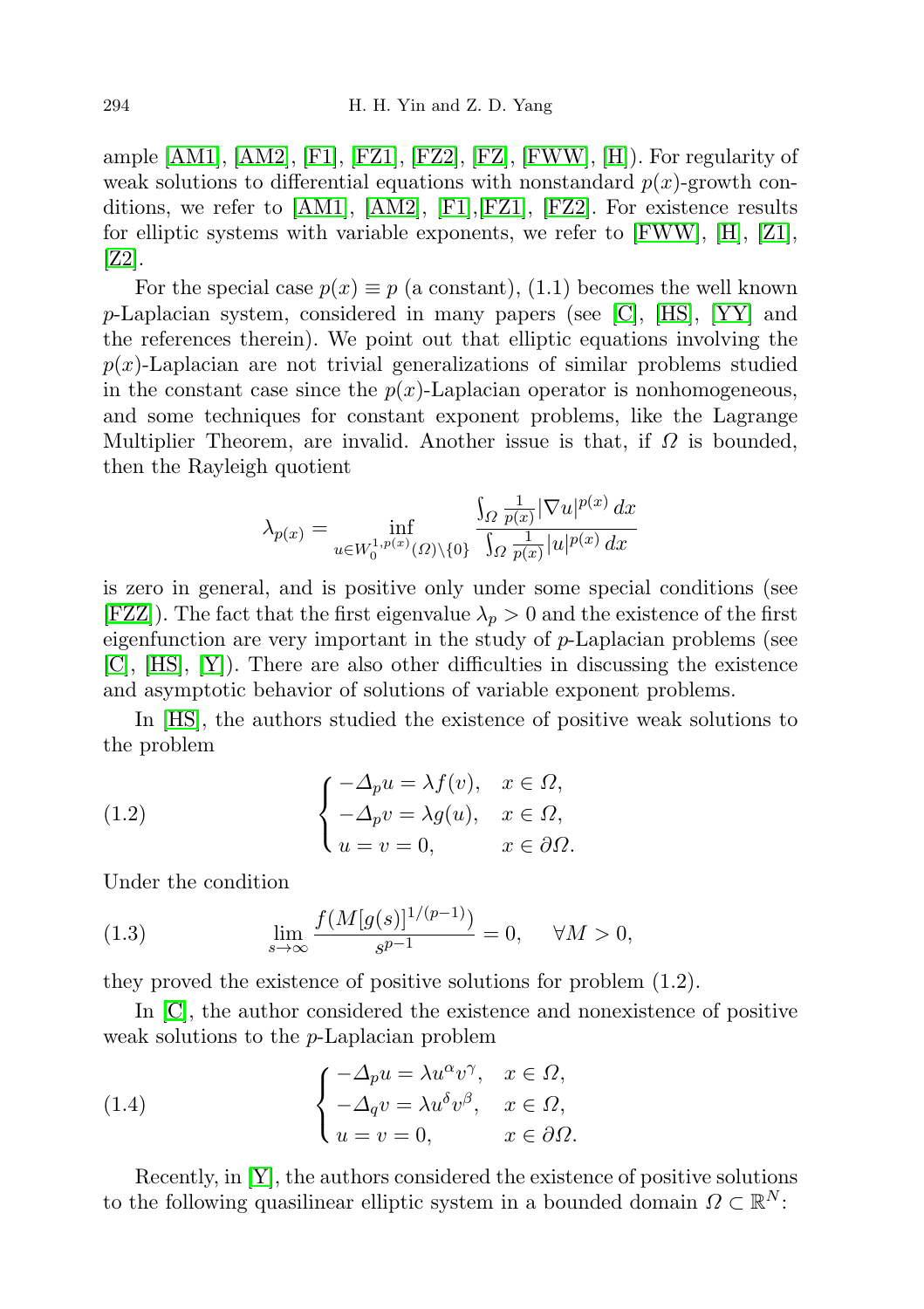ample [AM1], [AM2], [F1], [FZ1], [FZ2], [FZ], [FWW], [H]). For regularity of weak solutions to differential equations with nonstandard $p(x)$-growth conditions, we refer to [AM1], [AM2], [F1],[FZ1], [FZ2]. For existence results for elliptic systems with variable exponents, we refer to [FWW], [H], [Z1], [Z2].

For the special case $p(x) \equiv p$ (a constant), (1.1) becomes the well known $p$-Laplacian system, considered in many papers (see [C], [HS], [YY] and the references therein). We point out that elliptic equations involving the $p(x)$-Laplacian are not trivial generalizations of similar problems studied in the constant case since the $p(x)$-Laplacian operator is nonhomogeneous, and some techniques for constant exponent problems, like the Lagrange Multiplier Theorem, are invalid. Another issue is that, if $\Omega$ is bounded, then the Rayleigh quotient

$$\lambda_{p(x)} = \inf_{u \in W_0^{1,p(x)}(\Omega)\setminus\{0\}} \frac{\int_\Omega \frac{1}{p(x)} |\nabla u|^{p(x)}\, dx}{\int_\Omega \frac{1}{p(x)} |u|^{p(x)}\, dx}$$

is zero in general, and is positive only under some special conditions (see [FZZ]). The fact that the first eigenvalue $\lambda_p > 0$ and the existence of the first eigenfunction are very important in the study of $p$-Laplacian problems (see [C], [HS], [Y]). There are also other difficulties in discussing the existence and asymptotic behavior of solutions of variable exponent problems.

In [HS], the authors studied the existence of positive weak solutions to the problem

$$\begin{cases} -\Delta_p u = \lambda f(v), & x \in \Omega, \\ -\Delta_p v = \lambda g(u), & x \in \Omega, \\ u = v = 0, & x \in \partial\Omega. \end{cases} \tag{1.2}$$

Under the condition

$$\lim_{s\to\infty} \frac{f(M[g(s)]^{1/(p-1)})}{s^{p-1}} = 0, \quad \forall M > 0, \tag{1.3}$$

they proved the existence of positive solutions for problem (1.2).

In [C], the author considered the existence and nonexistence of positive weak solutions to the $p$-Laplacian problem

$$\begin{cases} -\Delta_p u = \lambda u^\alpha v^\gamma, & x \in \Omega, \\ -\Delta_q v = \lambda u^\delta v^\beta, & x \in \Omega, \\ u = v = 0, & x \in \partial\Omega. \end{cases} \tag{1.4}$$

Recently, in [Y], the authors considered the existence of positive solutions to the following quasilinear elliptic system in a bounded domain $\Omega \subset \mathbb{R}^N$: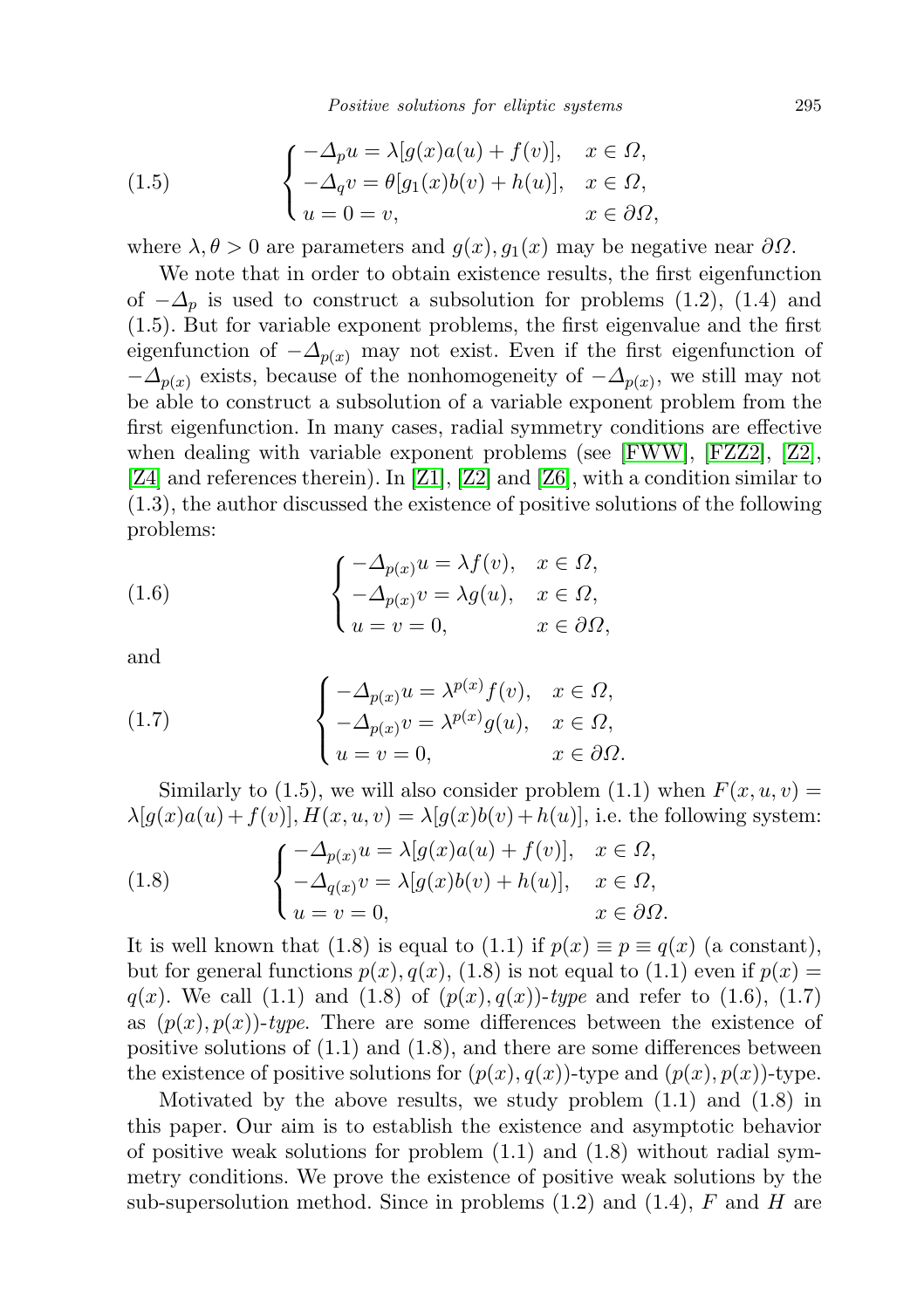$$
(1.5) \qquad \begin{cases} -\Delta_p u = \lambda[g(x)a(u) + f(v)], & x \in \Omega, \\ -\Delta_q v = \theta[g_1(x)b(v) + h(u)], & x \in \Omega, \\ u = 0 = v, & x \in \partial\Omega, \end{cases}
$$

where $\lambda, \theta > 0$ are parameters and $g(x), g_1(x)$ may be negative near $\partial\Omega$.

We note that in order to obtain existence results, the first eigenfunction of $-\Delta_p$ is used to construct a subsolution for problems (1.2), (1.4) and (1.5). But for variable exponent problems, the first eigenvalue and the first eigenfunction of $-\Delta_{p(x)}$ may not exist. Even if the first eigenfunction of $-\Delta_{p(x)}$ exists, because of the nonhomogeneity of $-\Delta_{p(x)}$, we still may not be able to construct a subsolution of a variable exponent problem from the first eigenfunction. In many cases, radial symmetry conditions are effective when dealing with variable exponent problems (see [FWW], [FZZ2], [Z2], [Z4] and references therein). In [Z1], [Z2] and [Z6], with a condition similar to (1.3), the author discussed the existence of positive solutions of the following problems:

$$
(1.6) \qquad \begin{cases} -\Delta_{p(x)} u = \lambda f(v), & x \in \Omega, \\ -\Delta_{p(x)} v = \lambda g(u), & x \in \Omega, \\ u = v = 0, & x \in \partial\Omega, \end{cases}
$$

and

$$
(1.7) \qquad \begin{cases} -\Delta_{p(x)} u = \lambda^{p(x)} f(v), & x \in \Omega, \\ -\Delta_{p(x)} v = \lambda^{p(x)} g(u), & x \in \Omega, \\ u = v = 0, & x \in \partial\Omega. \end{cases}
$$

Similarly to (1.5), we will also consider problem (1.1) when $F(x, u, v) = \lambda[g(x)a(u) + f(v)], H(x, u, v) = \lambda[g(x)b(v) + h(u)]$, i.e. the following system:

$$
(1.8) \qquad \begin{cases} -\Delta_{p(x)} u = \lambda[g(x)a(u) + f(v)], & x \in \Omega, \\ -\Delta_{q(x)} v = \lambda[g(x)b(v) + h(u)], & x \in \Omega, \\ u = v = 0, & x \in \partial\Omega. \end{cases}
$$

It is well known that (1.8) is equal to (1.1) if $p(x) \equiv p \equiv q(x)$ (a constant), but for general functions $p(x), q(x)$, (1.8) is not equal to (1.1) even if $p(x) = q(x)$. We call (1.1) and (1.8) of $(p(x), q(x))$-*type* and refer to (1.6), (1.7) as $(p(x), p(x))$-*type*. There are some differences between the existence of positive solutions of (1.1) and (1.8), and there are some differences between the existence of positive solutions for $(p(x), q(x))$-type and $(p(x), p(x))$-type.

Motivated by the above results, we study problem (1.1) and (1.8) in this paper. Our aim is to establish the existence and asymptotic behavior of positive weak solutions for problem (1.1) and (1.8) without radial symmetry conditions. We prove the existence of positive weak solutions by the sub-supersolution method. Since in problems (1.2) and (1.4), $F$ and $H$ are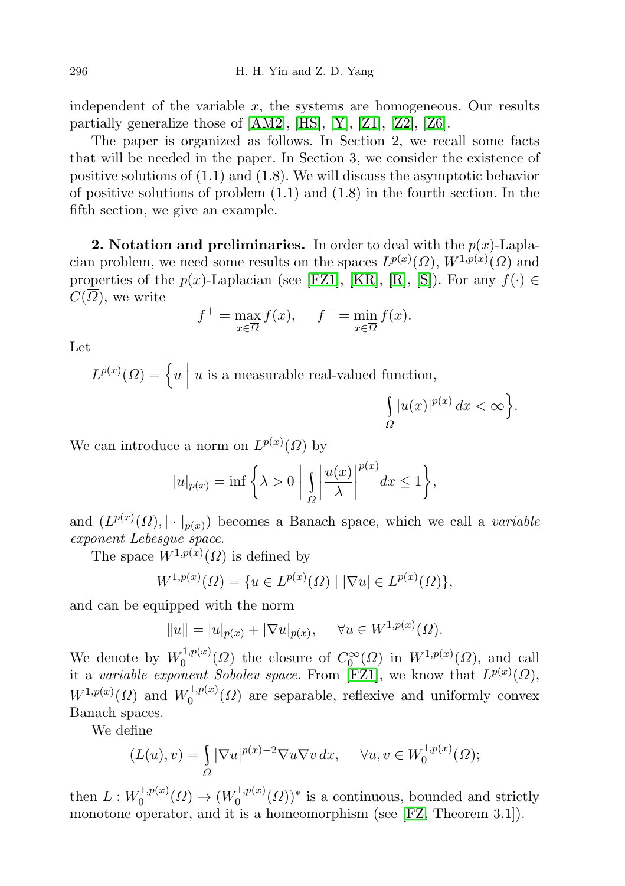independent of the variable $x$, the systems are homogeneous. Our results partially generalize those of [AM2], [HS], [Y], [Z1], [Z2], [Z6].

The paper is organized as follows. In Section 2, we recall some facts that will be needed in the paper. In Section 3, we consider the existence of positive solutions of (1.1) and (1.8). We will discuss the asymptotic behavior of positive solutions of problem (1.1) and (1.8) in the fourth section. In the fifth section, we give an example.

**2. Notation and preliminaries.** In order to deal with the $p(x)$-Laplacian problem, we need some results on the spaces $L^{p(x)}(\Omega)$, $W^{1,p(x)}(\Omega)$ and properties of the $p(x)$-Laplacian (see [FZ1], [KR], [R], [S]). For any $f(\cdot) \in C(\overline{\Omega})$, we write

$$f^+ = \max_{x\in\overline{\Omega}} f(x), \qquad f^- = \min_{x\in\overline{\Omega}} f(x).$$

Let

$$L^{p(x)}(\Omega) = \Big\{ u \ \Big| \ u \text{ is a measurable real-valued function, } \int_\Omega |u(x)|^{p(x)}\,dx < \infty \Big\}.$$

We can introduce a norm on $L^{p(x)}(\Omega)$ by

$$|u|_{p(x)} = \inf \bigg\{ \lambda > 0 \ \bigg| \ \int_\Omega \bigg| \frac{u(x)}{\lambda} \bigg|^{p(x)} dx \le 1 \bigg\},$$

and $(L^{p(x)}(\Omega), |\cdot|_{p(x)})$ becomes a Banach space, which we call a *variable exponent Lebesgue space*.

The space $W^{1,p(x)}(\Omega)$ is defined by

$$W^{1,p(x)}(\Omega) = \{ u \in L^{p(x)}(\Omega) \mid |\nabla u| \in L^{p(x)}(\Omega) \},$$

and can be equipped with the norm

$$\|u\| = |u|_{p(x)} + |\nabla u|_{p(x)}, \qquad \forall u \in W^{1,p(x)}(\Omega).$$

We denote by $W_0^{1,p(x)}(\Omega)$ the closure of $C_0^\infty(\Omega)$ in $W^{1,p(x)}(\Omega)$, and call it a *variable exponent Sobolev space*. From [FZ1], we know that $L^{p(x)}(\Omega)$, $W^{1,p(x)}(\Omega)$ and $W_0^{1,p(x)}(\Omega)$ are separable, reflexive and uniformly convex Banach spaces.

We define

$$(L(u), v) = \int_\Omega |\nabla u|^{p(x)-2} \nabla u \nabla v \, dx, \qquad \forall u, v \in W_0^{1,p(x)}(\Omega);$$

then $L : W_0^{1,p(x)}(\Omega) \to (W_0^{1,p(x)}(\Omega))^*$ is a continuous, bounded and strictly monotone operator, and it is a homeomorphism (see [FZ, Theorem 3.1]).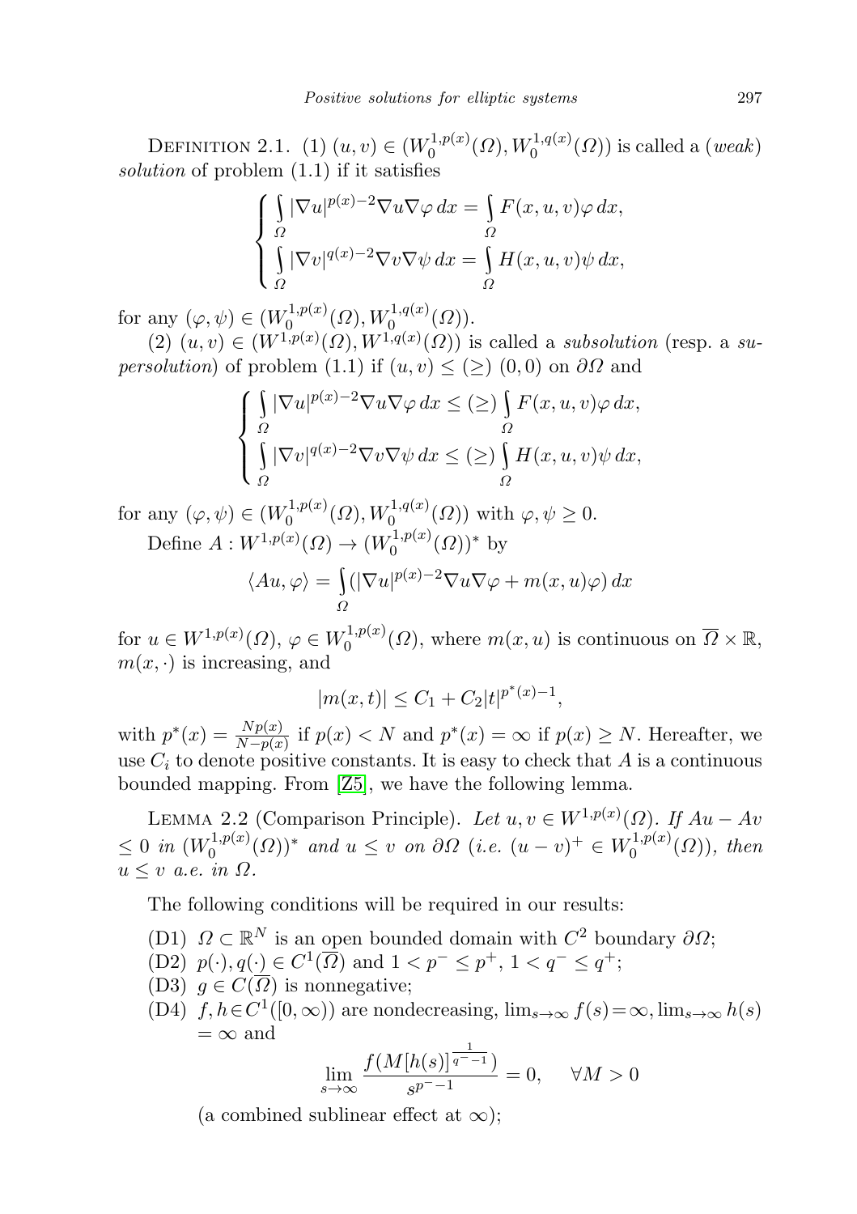DEFINITION 2.1. (1) $(u, v) \in (W_0^{1,p(x)}(\Omega), W_0^{1,q(x)}(\Omega))$ is called a (*weak*) *solution* of problem (1.1) if it satisfies

$$\begin{cases} \int\limits_\Omega |\nabla u|^{p(x)-2}\nabla u \nabla \varphi \, dx = \int\limits_\Omega F(x, u, v)\varphi \, dx, \\ \int\limits_\Omega |\nabla v|^{q(x)-2}\nabla v \nabla \psi \, dx = \int\limits_\Omega H(x, u, v)\psi \, dx, \end{cases}$$

for any $(\varphi, \psi) \in (W_0^{1,p(x)}(\Omega), W_0^{1,q(x)}(\Omega))$.

(2) $(u, v) \in (W^{1,p(x)}(\Omega), W^{1,q(x)}(\Omega))$ is called a *subsolution* (resp. a *supersolution*) of problem (1.1) if $(u, v) \le (\ge)\ (0, 0)$ on $\partial\Omega$ and

$$\begin{cases} \int\limits_\Omega |\nabla u|^{p(x)-2}\nabla u \nabla \varphi \, dx \le (\ge) \int\limits_\Omega F(x, u, v)\varphi \, dx, \\ \int\limits_\Omega |\nabla v|^{q(x)-2}\nabla v \nabla \psi \, dx \le (\ge) \int\limits_\Omega H(x, u, v)\psi \, dx, \end{cases}$$

for any $(\varphi, \psi) \in (W_0^{1,p(x)}(\Omega), W_0^{1,q(x)}(\Omega))$ with $\varphi, \psi \ge 0$.

Define $A : W^{1,p(x)}(\Omega) \to (W_0^{1,p(x)}(\Omega))^*$ by

$$\langle Au, \varphi\rangle = \int\limits_\Omega (|\nabla u|^{p(x)-2}\nabla u \nabla \varphi + m(x, u)\varphi) \, dx$$

for $u \in W^{1,p(x)}(\Omega)$, $\varphi \in W_0^{1,p(x)}(\Omega)$, where $m(x, u)$ is continuous on $\overline{\Omega} \times \mathbb{R}$, $m(x, \cdot)$ is increasing, and

$$|m(x, t)| \le C_1 + C_2|t|^{p^*(x)-1},$$

with $p^*(x) = \frac{Np(x)}{N-p(x)}$ if $p(x) < N$ and $p^*(x) = \infty$ if $p(x) \ge N$. Hereafter, we use $C_i$ to denote positive constants. It is easy to check that $A$ is a continuous bounded mapping. From [Z5], we have the following lemma.

LEMMA 2.2 (Comparison Principle). *Let $u, v \in W^{1,p(x)}(\Omega)$. If $Au - Av \le 0$ in $(W_0^{1,p(x)}(\Omega))^*$ and $u \le v$ on $\partial\Omega$ (i.e. $(u - v)^+ \in W_0^{1,p(x)}(\Omega)$), then $u \le v$ a.e. in $\Omega$.*

The following conditions will be required in our results:

- (D1) $\Omega \subset \mathbb{R}^N$ is an open bounded domain with $C^2$ boundary $\partial\Omega$;
- (D2) $p(\cdot), q(\cdot) \in C^1(\overline{\Omega})$ and $1 < p^- \le p^+$, $1 < q^- \le q^+$;
- (D3) $g \in C(\overline{\Omega})$ is nonnegative;
- (D4) $f, h \in C^1([0,\infty))$ are nondecreasing, $\lim_{s\to\infty} f(s) = \infty$, $\lim_{s\to\infty} h(s) = \infty$ and

$$\lim_{s\to\infty} \frac{f(M[h(s)]^{\frac{1}{q^- -1}})}{s^{p^- -1}} = 0, \quad \forall M > 0$$

(a combined sublinear effect at $\infty$);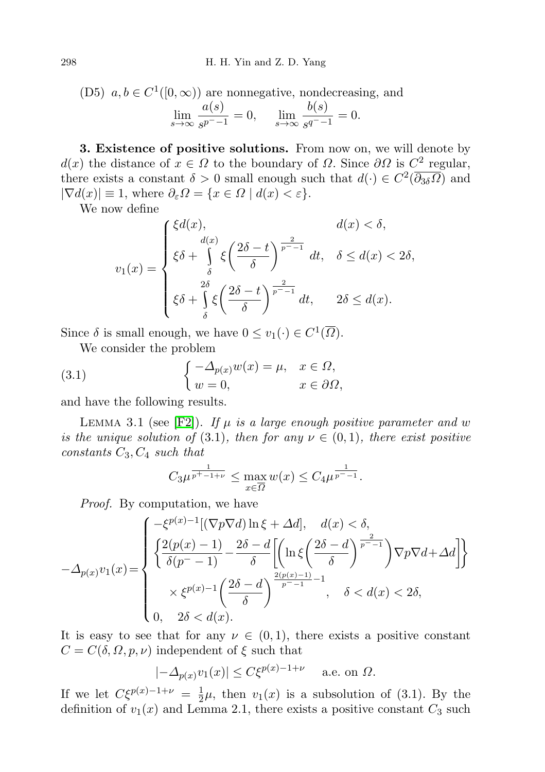(D5) $a, b \in C^1([0,\infty))$ are nonnegative, nondecreasing, and

$$\lim_{s\to\infty} \frac{a(s)}{s^{p^- -1}} = 0, \qquad \lim_{s\to\infty} \frac{b(s)}{s^{q^- -1}} = 0.$$

**3. Existence of positive solutions.** From now on, we will denote by $d(x)$ the distance of $x \in \Omega$ to the boundary of $\Omega$. Since $\partial\Omega$ is $C^2$ regular, there exists a constant $\delta > 0$ small enough such that $d(\cdot) \in C^2(\overline{\partial_{3\delta}\Omega})$ and $|\nabla d(x)| \equiv 1$, where $\partial_\varepsilon \Omega = \{x \in \Omega \mid d(x) < \varepsilon\}$.

We now define

$$v_1(x) = \begin{cases} \xi d(x), & d(x) < \delta, \\ \xi\delta + \displaystyle\int_\delta^{d(x)} \xi\left(\frac{2\delta - t}{\delta}\right)^{\frac{2}{p^- -1}} dt, & \delta \le d(x) < 2\delta, \\ \xi\delta + \displaystyle\int_\delta^{2\delta} \xi\left(\frac{2\delta - t}{\delta}\right)^{\frac{2}{p^- -1}} dt, & 2\delta \le d(x). \end{cases}$$

Since $\delta$ is small enough, we have $0 \le v_1(\cdot) \in C^1(\overline{\Omega})$.

We consider the problem

$$\begin{cases} -\Delta_{p(x)} w(x) = \mu, & x \in \Omega, \\ w = 0, & x \in \partial\Omega, \end{cases} \tag{3.1}$$

and have the following results.

Lemma 3.1 (see [F2]). *If $\mu$ is a large enough positive parameter and $w$ is the unique solution of* (3.1), *then for any $\nu \in (0,1)$, there exist positive constants $C_3, C_4$ such that*

$$C_3 \mu^{\frac{1}{p^+ -1+\nu}} \le \max_{x\in\overline{\Omega}} w(x) \le C_4 \mu^{\frac{1}{p^- -1}}.$$

*Proof.* By computation, we have

$$-\Delta_{p(x)} v_1(x) = \begin{cases} -\xi^{p(x)-1}[(\nabla p \nabla d)\ln \xi + \Delta d], \quad d(x) < \delta, \\ \left\{\dfrac{2(p(x)-1)}{\delta(p^- -1)} - \dfrac{2\delta - d}{\delta}\left[\left(\ln \xi\left(\dfrac{2\delta - d}{\delta}\right)^{\frac{2}{p^- -1}}\right)\nabla p \nabla d + \Delta d\right]\right\} \\ \quad \times \xi^{p(x)-1}\left(\dfrac{2\delta - d}{\delta}\right)^{\frac{2(p(x)-1)}{p^- -1} - 1}, \quad \delta < d(x) < 2\delta, \\ 0, \quad 2\delta < d(x). \end{cases}$$

It is easy to see that for any $\nu \in (0,1)$, there exists a positive constant $C = C(\delta, \Omega, p, \nu)$ independent of $\xi$ such that

$$|-\Delta_{p(x)} v_1(x)| \le C\xi^{p(x)-1+\nu} \quad \text{a.e. on } \Omega.$$

If we let $C\xi^{p(x)-1+\nu} = \frac{1}{2}\mu$, then $v_1(x)$ is a subsolution of (3.1). By the definition of $v_1(x)$ and Lemma 2.1, there exists a positive constant $C_3$ such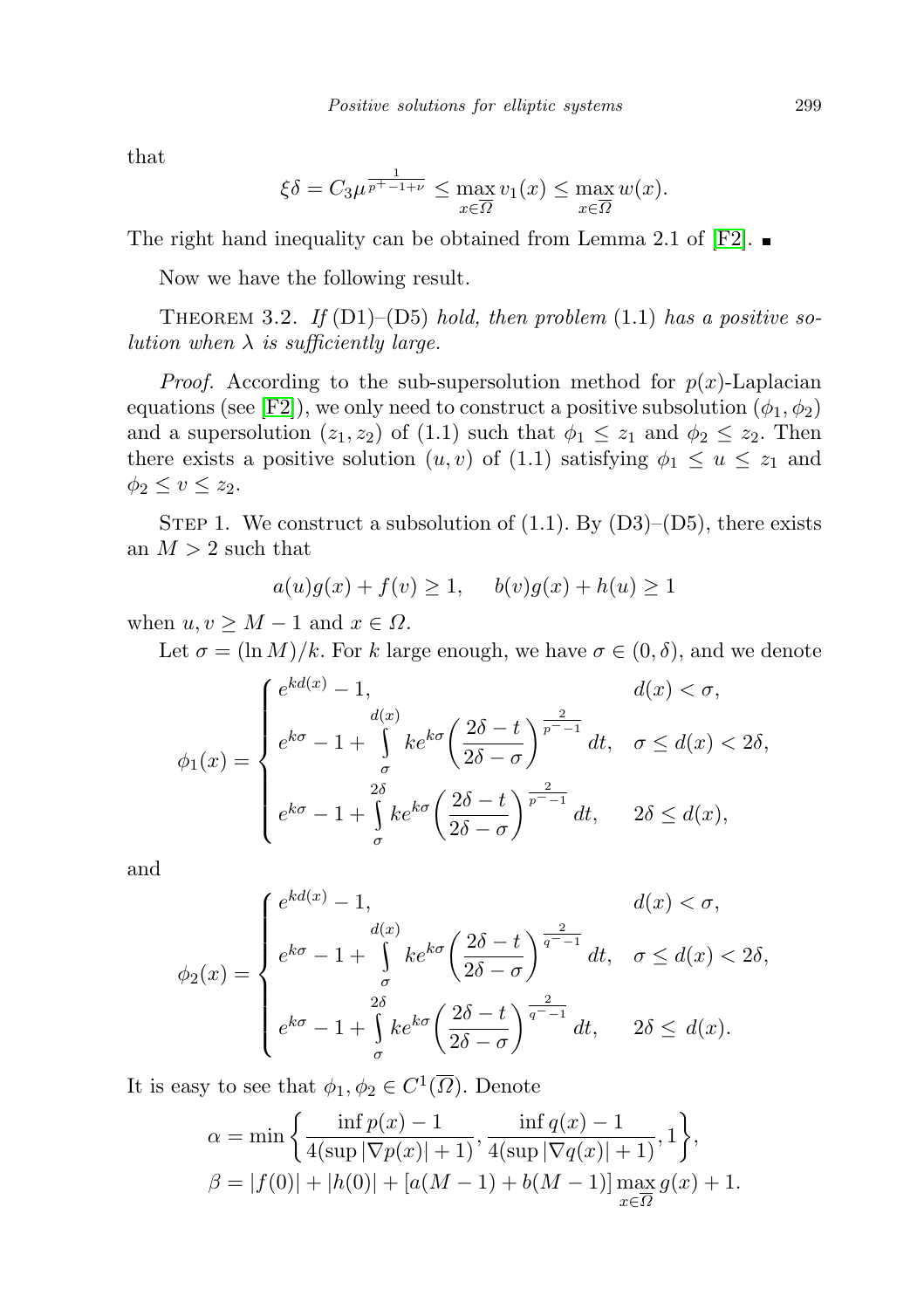that

$$\xi\delta = C_3\mu^{\frac{1}{p^+-1+\nu}} \le \max_{x\in\overline{\Omega}} v_1(x) \le \max_{x\in\overline{\Omega}} w(x).$$

The right hand inequality can be obtained from Lemma 2.1 of [F2]. ∎

Now we have the following result.

THEOREM 3.2. *If* (D1)–(D5) *hold, then problem* (1.1) *has a positive solution when $\lambda$ is sufficiently large.*

*Proof.* According to the sub-supersolution method for $p(x)$-Laplacian equations (see [F2]), we only need to construct a positive subsolution $(\phi_1, \phi_2)$ and a supersolution $(z_1, z_2)$ of (1.1) such that $\phi_1 \le z_1$ and $\phi_2 \le z_2$. Then there exists a positive solution $(u, v)$ of (1.1) satisfying $\phi_1 \le u \le z_1$ and $\phi_2 \le v \le z_2$.

STEP 1. We construct a subsolution of (1.1). By (D3)–(D5), there exists an $M > 2$ such that

$$a(u)g(x) + f(v) \ge 1, \quad b(v)g(x) + h(u) \ge 1$$

when $u, v \ge M - 1$ and $x \in \Omega$.

Let $\sigma = (\ln M)/k$. For $k$ large enough, we have $\sigma \in (0, \delta)$, and we denote

$$\phi_1(x) = \begin{cases} e^{kd(x)} - 1, & d(x) < \sigma, \\ e^{k\sigma} - 1 + \displaystyle\int_\sigma^{d(x)} ke^{k\sigma}\left(\frac{2\delta - t}{2\delta - \sigma}\right)^{\frac{2}{p^- -1}} dt, & \sigma \le d(x) < 2\delta, \\ e^{k\sigma} - 1 + \displaystyle\int_\sigma^{2\delta} ke^{k\sigma}\left(\frac{2\delta - t}{2\delta - \sigma}\right)^{\frac{2}{p^- -1}} dt, & 2\delta \le d(x), \end{cases}$$

and

$$\phi_2(x) = \begin{cases} e^{kd(x)} - 1, & d(x) < \sigma, \\ e^{k\sigma} - 1 + \displaystyle\int_\sigma^{d(x)} ke^{k\sigma}\left(\frac{2\delta - t}{2\delta - \sigma}\right)^{\frac{2}{q^- -1}} dt, & \sigma \le d(x) < 2\delta, \\ e^{k\sigma} - 1 + \displaystyle\int_\sigma^{2\delta} ke^{k\sigma}\left(\frac{2\delta - t}{2\delta - \sigma}\right)^{\frac{2}{q^- -1}} dt, & 2\delta \le d(x). \end{cases}$$

It is easy to see that $\phi_1, \phi_2 \in C^1(\overline{\Omega})$. Denote

$$\alpha = \min\left\{\frac{\inf p(x) - 1}{4(\sup|\nabla p(x)| + 1)}, \frac{\inf q(x) - 1}{4(\sup|\nabla q(x)| + 1)}, 1\right\},$$
$$\beta = |f(0)| + |h(0)| + [a(M-1) + b(M-1)]\max_{x\in\overline{\Omega}} g(x) + 1.$$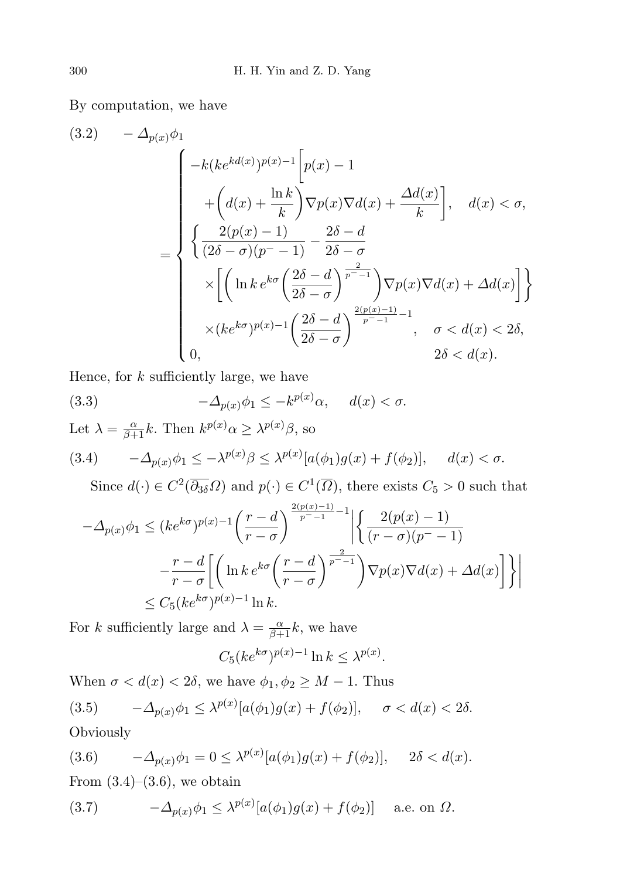By computation, we have

$$
(3.2)\qquad -\Delta_{p(x)}\phi_1 = \begin{cases} -k(ke^{kd(x)})^{p(x)-1}\Big[p(x)-1 \\ \quad +\Big(d(x)+\dfrac{\ln k}{k}\Big)\nabla p(x)\nabla d(x)+\dfrac{\Delta d(x)}{k}\Big], & d(x)<\sigma, \\ \Big\{\dfrac{2(p(x)-1)}{(2\delta-\sigma)(p^{-}-1)}-\dfrac{2\delta-d}{2\delta-\sigma} \\ \quad \times\Big[\Big(\ln k\, e^{k\sigma}\Big(\dfrac{2\delta-d}{2\delta-\sigma}\Big)^{\frac{2}{p^{-}-1}}\Big)\nabla p(x)\nabla d(x)+\Delta d(x)\Big]\Big\} \\ \quad \times(ke^{k\sigma})^{p(x)-1}\Big(\dfrac{2\delta-d}{2\delta-\sigma}\Big)^{\frac{2(p(x)-1)}{p^{-}-1}-1}, & \sigma<d(x)<2\delta, \\ 0, & 2\delta<d(x). \end{cases}
$$

Hence, for $k$ sufficiently large, we have

$$
(3.3)\qquad -\Delta_{p(x)}\phi_1 \le -k^{p(x)}\alpha, \quad d(x)<\sigma.
$$

Let $\lambda=\frac{\alpha}{\beta+1}k$. Then $k^{p(x)}\alpha \ge \lambda^{p(x)}\beta$, so

$$
(3.4)\qquad -\Delta_{p(x)}\phi_1 \le -\lambda^{p(x)}\beta \le \lambda^{p(x)}[a(\phi_1)g(x)+f(\phi_2)], \quad d(x)<\sigma.
$$

Since $d(\cdot)\in C^2(\overline{\partial_{3\delta}}\Omega)$ and $p(\cdot)\in C^1(\overline{\Omega})$, there exists $C_5>0$ such that

$$
\begin{aligned}
-\Delta_{p(x)}\phi_1 &\le (ke^{k\sigma})^{p(x)-1}\Big(\frac{r-d}{r-\sigma}\Big)^{\frac{2(p(x)-1)}{p^{-}-1}-1}\Big|\Big\{\frac{2(p(x)-1)}{(r-\sigma)(p^{-}-1)} \\
&\quad -\frac{r-d}{r-\sigma}\Big[\Big(\ln k\, e^{k\sigma}\Big(\frac{r-d}{r-\sigma}\Big)^{\frac{2}{p^{-}-1}}\Big)\nabla p(x)\nabla d(x)+\Delta d(x)\Big]\Big\}\Big| \\
&\le C_5(ke^{k\sigma})^{p(x)-1}\ln k.
\end{aligned}
$$

For $k$ sufficiently large and $\lambda=\frac{\alpha}{\beta+1}k$, we have

$$
C_5(ke^{k\sigma})^{p(x)-1}\ln k \le \lambda^{p(x)}.
$$

When $\sigma<d(x)<2\delta$, we have $\phi_1,\phi_2\ge M-1$. Thus

$$
(3.5)\qquad -\Delta_{p(x)}\phi_1 \le \lambda^{p(x)}[a(\phi_1)g(x)+f(\phi_2)], \quad \sigma<d(x)<2\delta.
$$

Obviously

$$
(3.6)\qquad -\Delta_{p(x)}\phi_1 = 0 \le \lambda^{p(x)}[a(\phi_1)g(x)+f(\phi_2)], \quad 2\delta<d(x).
$$

From (3.4)–(3.6), we obtain

$$
(3.7)\qquad -\Delta_{p(x)}\phi_1 \le \lambda^{p(x)}[a(\phi_1)g(x)+f(\phi_2)] \quad \text{a.e. on } \Omega.
$$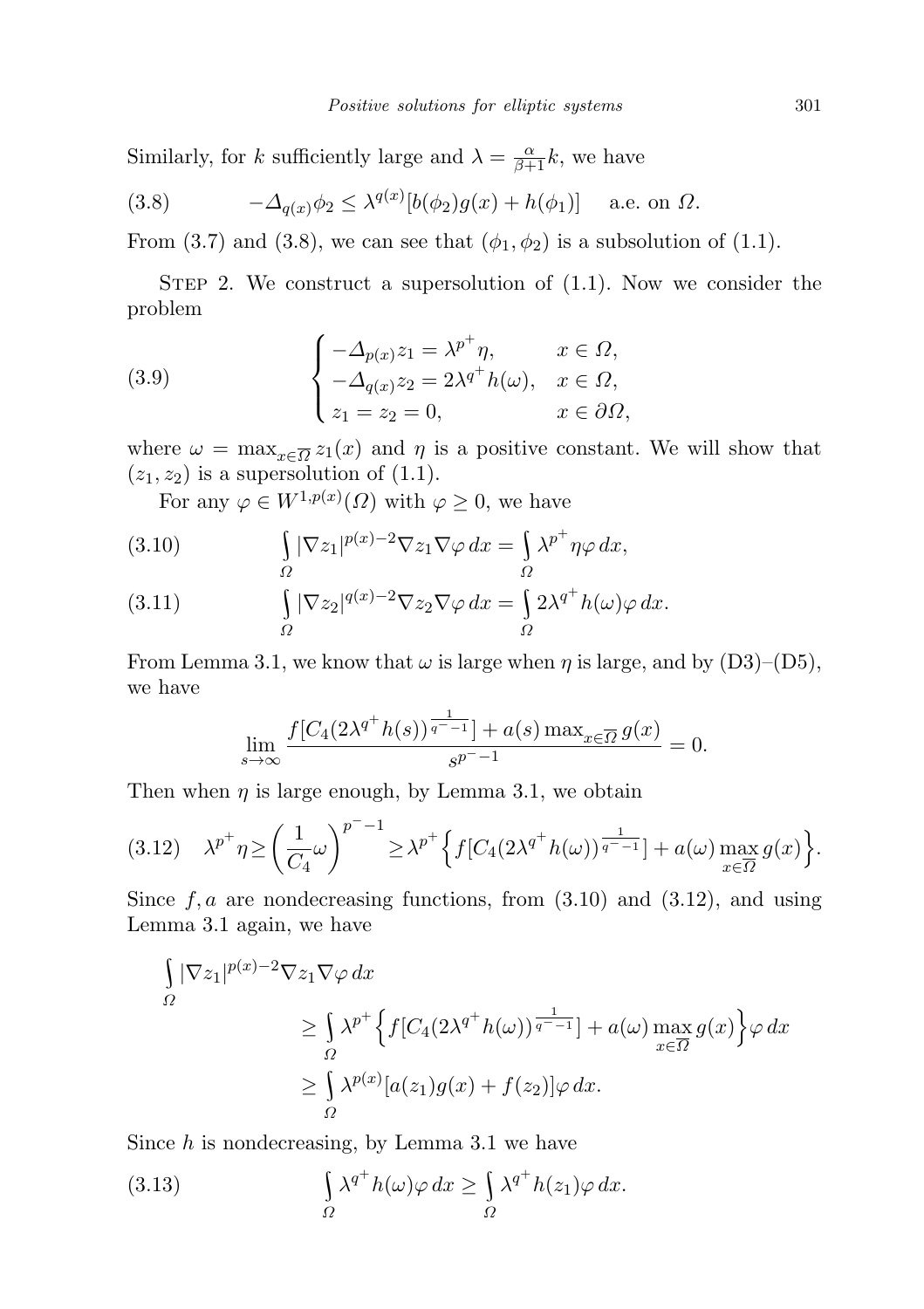Similarly, for $k$ sufficiently large and $\lambda = \frac{\alpha}{\beta+1}k$, we have

$$-\Delta_{q(x)}\phi_2 \le \lambda^{q(x)}[b(\phi_2)g(x) + h(\phi_1)] \quad \text{a.e. on } \Omega. \tag{3.8}$$

From (3.7) and (3.8), we can see that $(\phi_1, \phi_2)$ is a subsolution of (1.1).

Step 2. We construct a supersolution of (1.1). Now we consider the problem

$$\begin{cases} -\Delta_{p(x)}z_1 = \lambda^{p^+}\eta, & x \in \Omega, \\ -\Delta_{q(x)}z_2 = 2\lambda^{q^+}h(\omega), & x \in \Omega, \\ z_1 = z_2 = 0, & x \in \partial\Omega, \end{cases} \tag{3.9}$$

where $\omega = \max_{x\in\overline{\Omega}} z_1(x)$ and $\eta$ is a positive constant. We will show that $(z_1, z_2)$ is a supersolution of (1.1).

For any $\varphi \in W^{1,p(x)}(\Omega)$ with $\varphi \ge 0$, we have

$$\int_\Omega |\nabla z_1|^{p(x)-2}\nabla z_1 \nabla\varphi\, dx = \int_\Omega \lambda^{p^+}\eta\varphi\, dx, \tag{3.10}$$

$$\int_\Omega |\nabla z_2|^{q(x)-2}\nabla z_2 \nabla\varphi\, dx = \int_\Omega 2\lambda^{q^+}h(\omega)\varphi\, dx. \tag{3.11}$$

From Lemma 3.1, we know that $\omega$ is large when $\eta$ is large, and by (D3)–(D5), we have

$$\lim_{s\to\infty} \frac{f[C_4(2\lambda^{q^+}h(s))^{\frac{1}{q^- -1}}] + a(s)\max_{x\in\overline{\Omega}} g(x)}{s^{p^- -1}} = 0.$$

Then when $\eta$ is large enough, by Lemma 3.1, we obtain

$$\lambda^{p^+}\eta \ge \left(\frac{1}{C_4}\omega\right)^{p^- -1} \ge \lambda^{p^+}\Big\{f[C_4(2\lambda^{q^+}h(\omega))^{\frac{1}{q^- -1}}] + a(\omega)\max_{x\in\overline{\Omega}} g(x)\Big\}. \tag{3.12}$$

Since $f, a$ are nondecreasing functions, from (3.10) and (3.12), and using Lemma 3.1 again, we have

$$\begin{aligned} \int_\Omega |\nabla z_1|^{p(x)-2}\nabla z_1 \nabla\varphi\, dx &\ge \int_\Omega \lambda^{p^+}\Big\{f[C_4(2\lambda^{q^+}h(\omega))^{\frac{1}{q^- -1}}] + a(\omega)\max_{x\in\overline{\Omega}} g(x)\Big\}\varphi\, dx \\ &\ge \int_\Omega \lambda^{p(x)}[a(z_1)g(x) + f(z_2)]\varphi\, dx. \end{aligned}$$

Since $h$ is nondecreasing, by Lemma 3.1 we have

$$\int_\Omega \lambda^{q^+}h(\omega)\varphi\, dx \ge \int_\Omega \lambda^{q^+}h(z_1)\varphi\, dx. \tag{3.13}$$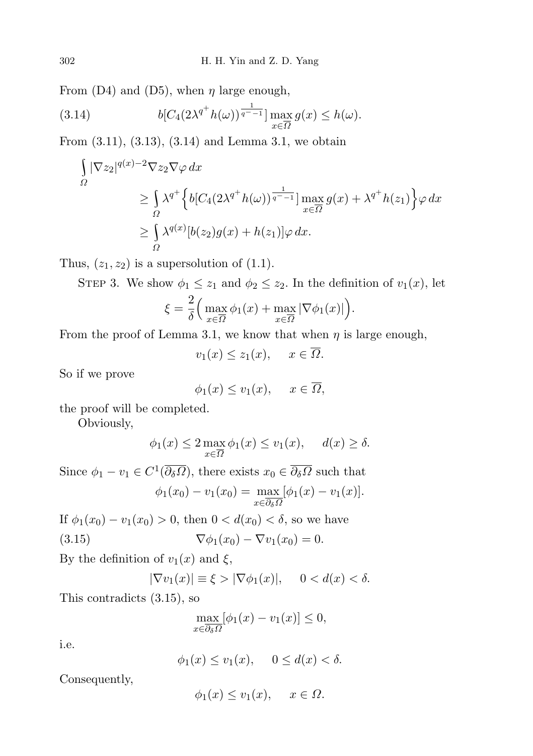From (D4) and (D5), when $\eta$ large enough,

$$b[C_4(2\lambda^{q^+}h(\omega))^{\frac{1}{q^--1}}]\max_{x\in\overline{\Omega}} g(x) \le h(\omega). \tag{3.14}$$

From (3.11), (3.13), (3.14) and Lemma 3.1, we obtain

$$\begin{aligned}
\int_\Omega |\nabla z_2|^{q(x)-2}\nabla z_2 \nabla\varphi\, dx
&\ge \int_\Omega \lambda^{q^+}\Big\{b[C_4(2\lambda^{q^+}h(\omega))^{\frac{1}{q^--1}}]\max_{x\in\overline{\Omega}} g(x) + \lambda^{q^+}h(z_1)\Big\}\varphi\, dx\\
&\ge \int_\Omega \lambda^{q(x)}[b(z_2)g(x) + h(z_1)]\varphi\, dx.
\end{aligned}$$

Thus, $(z_1, z_2)$ is a supersolution of (1.1).

Step 3. We show $\phi_1 \le z_1$ and $\phi_2 \le z_2$. In the definition of $v_1(x)$, let

$$\xi = \frac{2}{\delta}\Big(\max_{x\in\overline{\Omega}}\phi_1(x) + \max_{x\in\overline{\Omega}}|\nabla\phi_1(x)|\Big).$$

From the proof of Lemma 3.1, we know that when $\eta$ is large enough,

$$v_1(x) \le z_1(x), \quad x \in \overline{\Omega}.$$

So if we prove

$$\phi_1(x) \le v_1(x), \quad x \in \overline{\Omega},$$

the proof will be completed.

Obviously,

$$\phi_1(x) \le 2\max_{x\in\overline{\Omega}}\phi_1(x) \le v_1(x), \quad d(x) \ge \delta.$$

Since $\phi_1 - v_1 \in C^1(\overline{\partial_\delta\Omega})$, there exists $x_0 \in \overline{\partial_\delta\Omega}$ such that

$$\phi_1(x_0) - v_1(x_0) = \max_{x\in\overline{\partial_\delta\Omega}}[\phi_1(x) - v_1(x)].$$

If $\phi_1(x_0) - v_1(x_0) > 0$, then $0 < d(x_0) < \delta$, so we have

$$\nabla\phi_1(x_0) - \nabla v_1(x_0) = 0. \tag{3.15}$$

By the definition of $v_1(x)$ and $\xi$,

$$|\nabla v_1(x)| \equiv \xi > |\nabla\phi_1(x)|, \quad 0 < d(x) < \delta.$$

This contradicts (3.15), so

$$\max_{x\in\overline{\partial_\delta\Omega}}[\phi_1(x) - v_1(x)] \le 0,$$

i.e.

$$\phi_1(x) \le v_1(x), \quad 0 \le d(x) < \delta.$$

Consequently,

$$\phi_1(x) \le v_1(x), \quad x \in \Omega.$$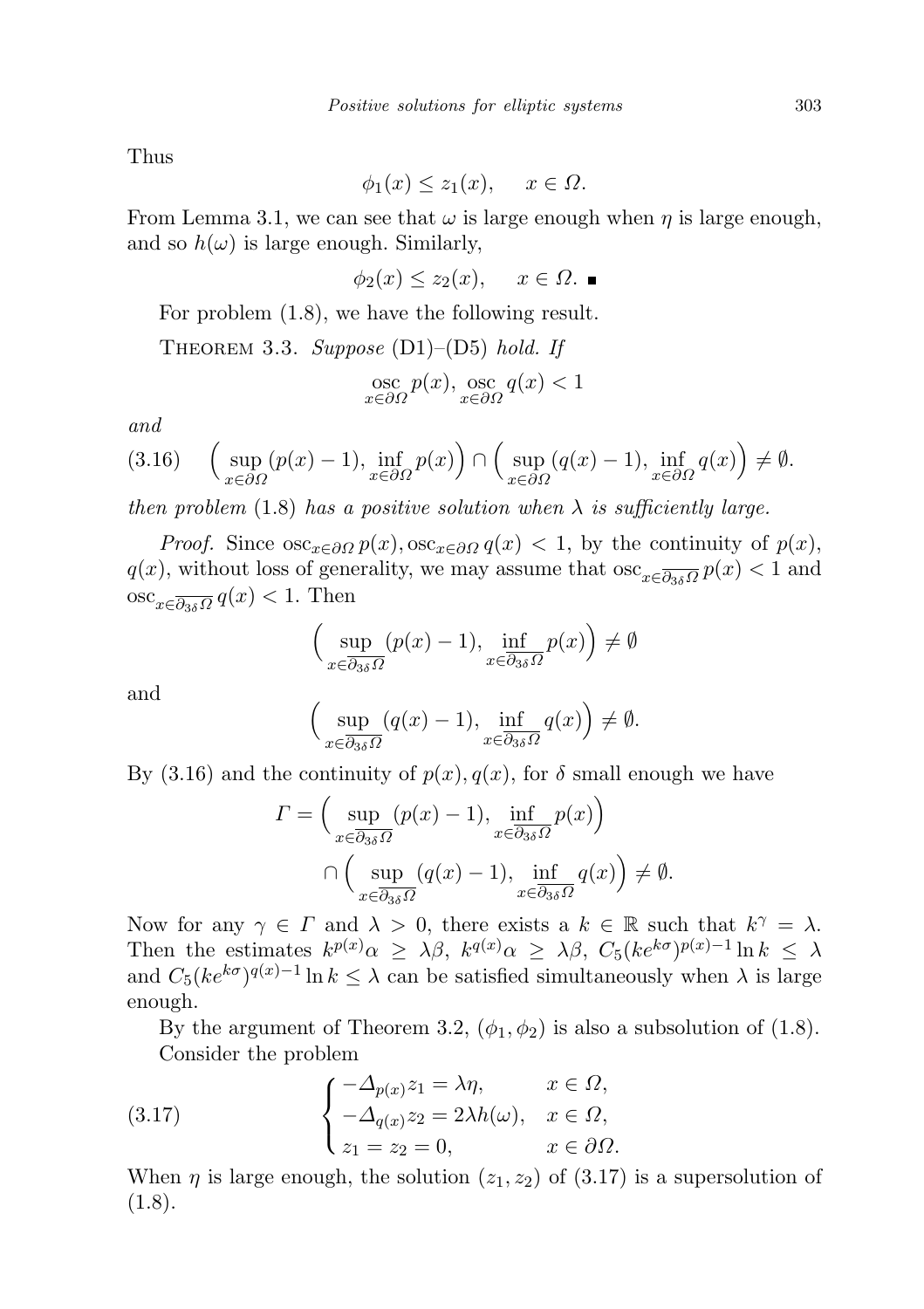Thus

$$\phi_1(x) \le z_1(x), \quad x \in \Omega.$$

From Lemma 3.1, we can see that $\omega$ is large enough when $\eta$ is large enough, and so $h(\omega)$ is large enough. Similarly,

$$\phi_2(x) \le z_2(x), \quad x \in \Omega. \ \blacksquare$$

For problem (1.8), we have the following result.

THEOREM 3.3. *Suppose* (D1)–(D5) *hold. If*

$$\operatorname*{osc}_{x\in\partial\Omega} p(x),\ \operatorname*{osc}_{x\in\partial\Omega} q(x) < 1$$

*and*

$$\Big(\sup_{x\in\partial\Omega}(p(x)-1),\ \inf_{x\in\partial\Omega} p(x)\Big) \cap \Big(\sup_{x\in\partial\Omega}(q(x)-1),\ \inf_{x\in\partial\Omega} q(x)\Big) \neq \emptyset. \tag{3.16}$$

*then problem* (1.8) *has a positive solution when $\lambda$ is sufficiently large.*

*Proof.* Since $\operatorname{osc}_{x\in\partial\Omega} p(x), \operatorname{osc}_{x\in\partial\Omega} q(x) < 1$, by the continuity of $p(x)$, $q(x)$, without loss of generality, we may assume that $\operatorname{osc}_{x\in\overline{\partial_{3\delta}\Omega}} p(x) < 1$ and $\operatorname{osc}_{x\in\overline{\partial_{3\delta}\Omega}} q(x) < 1$. Then

$$\Big(\sup_{x\in\overline{\partial_{3\delta}\Omega}}(p(x)-1),\ \inf_{x\in\overline{\partial_{3\delta}\Omega}} p(x)\Big) \neq \emptyset$$

and

$$\Big(\sup_{x\in\overline{\partial_{3\delta}\Omega}}(q(x)-1),\ \inf_{x\in\overline{\partial_{3\delta}\Omega}} q(x)\Big) \neq \emptyset.$$

By (3.16) and the continuity of $p(x), q(x)$, for $\delta$ small enough we have

$$\begin{aligned}\Gamma = \Big(&\sup_{x\in\overline{\partial_{3\delta}\Omega}}(p(x)-1),\ \inf_{x\in\overline{\partial_{3\delta}\Omega}} p(x)\Big)\\ &\cap \Big(\sup_{x\in\overline{\partial_{3\delta}\Omega}}(q(x)-1),\ \inf_{x\in\overline{\partial_{3\delta}\Omega}} q(x)\Big) \neq \emptyset.\end{aligned}$$

Now for any $\gamma \in \Gamma$ and $\lambda > 0$, there exists a $k \in \mathbb{R}$ such that $k^\gamma = \lambda$. Then the estimates $k^{p(x)}\alpha \ge \lambda\beta$, $k^{q(x)}\alpha \ge \lambda\beta$, $C_5(ke^{k\sigma})^{p(x)-1}\ln k \le \lambda$ and $C_5(ke^{k\sigma})^{q(x)-1}\ln k \le \lambda$ can be satisfied simultaneously when $\lambda$ is large enough.

By the argument of Theorem 3.2, $(\phi_1, \phi_2)$ is also a subsolution of (1.8). Consider the problem

$$\begin{cases} -\Delta_{p(x)} z_1 = \lambda\eta, & x \in \Omega,\\ -\Delta_{q(x)} z_2 = 2\lambda h(\omega), & x \in \Omega,\\ z_1 = z_2 = 0, & x \in \partial\Omega. \end{cases} \tag{3.17}$$

When $\eta$ is large enough, the solution $(z_1, z_2)$ of (3.17) is a supersolution of (1.8).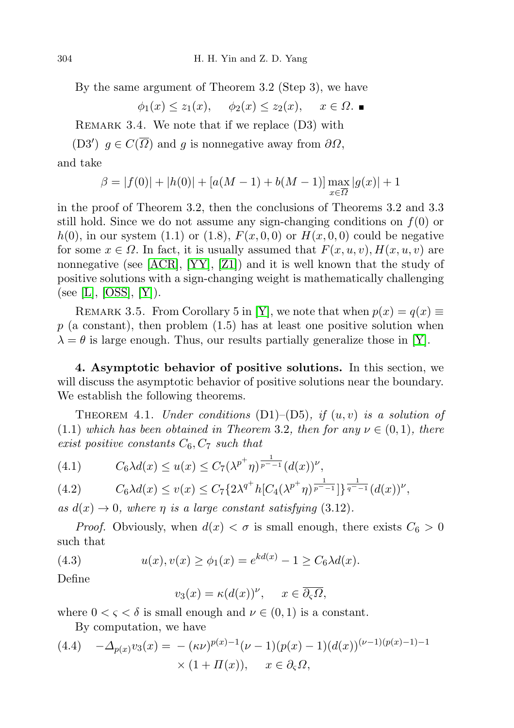By the same argument of Theorem 3.2 (Step 3), we have

$$\phi_1(x) \le z_1(x), \quad \phi_2(x) \le z_2(x), \quad x \in \Omega. \ \blacksquare$$

REMARK 3.4. We note that if we replace (D3) with

(D3′) $g \in C(\overline{\Omega})$ and $g$ is nonnegative away from $\partial\Omega$,

and take

$$\beta = |f(0)| + |h(0)| + [a(M-1) + b(M-1)] \max_{x \in \overline{\Omega}} |g(x)| + 1$$

in the proof of Theorem 3.2, then the conclusions of Theorems 3.2 and 3.3 still hold. Since we do not assume any sign-changing conditions on $f(0)$ or $h(0)$, in our system (1.1) or (1.8), $F(x,0,0)$ or $H(x,0,0)$ could be negative for some $x \in \Omega$. In fact, it is usually assumed that $F(x,u,v), H(x,u,v)$ are nonnegative (see [ACR], [YY], [Z1]) and it is well known that the study of positive solutions with a sign-changing weight is mathematically challenging (see [L], [OSS], [Y]).

REMARK 3.5. From Corollary 5 in [Y], we note that when $p(x) = q(x) \equiv p$ (a constant), then problem (1.5) has at least one positive solution when $\lambda = \theta$ is large enough. Thus, our results partially generalize those in [Y].

**4. Asymptotic behavior of positive solutions.** In this section, we will discuss the asymptotic behavior of positive solutions near the boundary. We establish the following theorems.

THEOREM 4.1. *Under conditions* (D1)–(D5), *if* $(u,v)$ *is a solution of* (1.1) *which has been obtained in Theorem* 3.2, *then for any* $\nu \in (0,1)$, *there exist positive constants* $C_6, C_7$ *such that*

$$C_6 \lambda d(x) \le u(x) \le C_7 (\lambda^{p^+} \eta)^{\frac{1}{p^- - 1}} (d(x))^{\nu}, \tag{4.1}$$

$$C_6 \lambda d(x) \le v(x) \le C_7 \{2\lambda^{q^+} h[C_4 (\lambda^{p^+} \eta)^{\frac{1}{p^- - 1}}]\}^{\frac{1}{q^- - 1}} (d(x))^{\nu}, \tag{4.2}$$

*as* $d(x) \to 0$, *where* $\eta$ *is a large constant satisfying* (3.12).

*Proof.* Obviously, when $d(x) < \sigma$ is small enough, there exists $C_6 > 0$ such that

$$u(x), v(x) \ge \phi_1(x) = e^{kd(x)} - 1 \ge C_6 \lambda d(x). \tag{4.3}$$

Define

$$v_3(x) = \kappa (d(x))^{\nu}, \quad x \in \overline{\partial_\varsigma \Omega},$$

where $0 < \varsigma < \delta$ is small enough and $\nu \in (0,1)$ is a constant.

By computation, we have

$$-\Delta_{p(x)} v_3(x) = -(\kappa\nu)^{p(x)-1} (\nu - 1)(p(x) - 1)(d(x))^{(\nu-1)(p(x)-1)-1} \times (1 + \Pi(x)), \quad x \in \partial_\varsigma \Omega, \tag{4.4}$$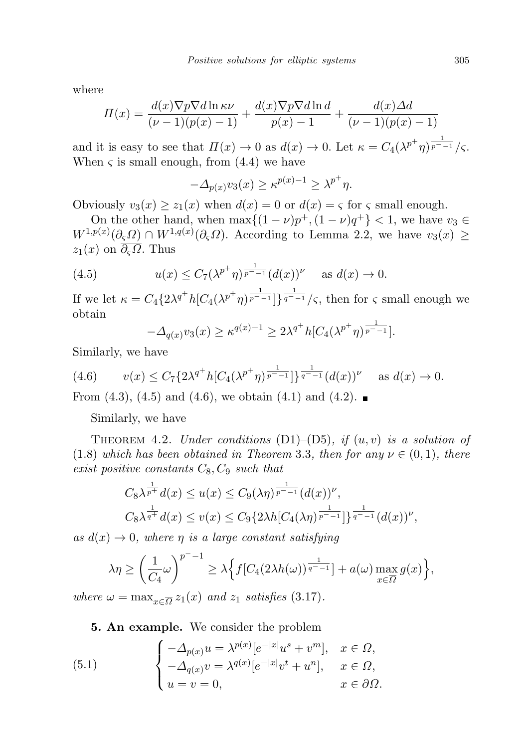where

$$\Pi(x) = \frac{d(x)\nabla p \nabla d \ln \kappa\nu}{(\nu-1)(p(x)-1)} + \frac{d(x)\nabla p \nabla d \ln d}{p(x)-1} + \frac{d(x)\Delta d}{(\nu-1)(p(x)-1)}$$

and it is easy to see that $\Pi(x) \to 0$ as $d(x) \to 0$. Let $\kappa = C_4(\lambda^{p^+}\eta)^{\frac{1}{p^- -1}}/\varsigma$. When $\varsigma$ is small enough, from (4.4) we have

$$-\Delta_{p(x)} v_3(x) \geq \kappa^{p(x)-1} \geq \lambda^{p^+}\eta.$$

Obviously $v_3(x) \geq z_1(x)$ when $d(x) = 0$ or $d(x) = \varsigma$ for $\varsigma$ small enough.

On the other hand, when $\max\{(1-\nu)p^+, (1-\nu)q^+\} < 1$, we have $v_3 \in W^{1,p(x)}(\partial_\varsigma \Omega) \cap W^{1,q(x)}(\partial_\varsigma \Omega)$. According to Lemma 2.2, we have $v_3(x) \geq z_1(x)$ on $\overline{\partial_\varsigma \Omega}$. Thus

$$u(x) \leq C_7(\lambda^{p^+}\eta)^{\frac{1}{p^- -1}}(d(x))^\nu \quad \text{as } d(x) \to 0. \tag{4.5}$$

If we let $\kappa = C_4\{2\lambda^{q^+} h[C_4(\lambda^{p^+}\eta)^{\frac{1}{p^- -1}}]\}^{\frac{1}{q^- -1}}/\varsigma$, then for $\varsigma$ small enough we obtain

$$-\Delta_{q(x)} v_3(x) \geq \kappa^{q(x)-1} \geq 2\lambda^{q^+} h[C_4(\lambda^{p^+}\eta)^{\frac{1}{p^- -1}}].$$

Similarly, we have

$$v(x) \leq C_7\{2\lambda^{q^+} h[C_4(\lambda^{p^+}\eta)^{\frac{1}{p^- -1}}]\}^{\frac{1}{q^- -1}}(d(x))^\nu \quad \text{as } d(x) \to 0. \tag{4.6}$$

From (4.3), (4.5) and (4.6), we obtain (4.1) and (4.2). ∎

Similarly, we have

Theorem 4.2. *Under conditions* (D1)–(D5), *if* $(u, v)$ *is a solution of* (1.8) *which has been obtained in Theorem* 3.3, *then for any* $\nu \in (0,1)$, *there exist positive constants* $C_8, C_9$ *such that*

$$C_8 \lambda^{\frac{1}{p^+}} d(x) \leq u(x) \leq C_9(\lambda\eta)^{\frac{1}{p^- -1}}(d(x))^\nu,$$
$$C_8 \lambda^{\frac{1}{q^+}} d(x) \leq v(x) \leq C_9\{2\lambda h[C_4(\lambda\eta)^{\frac{1}{p^- -1}}]\}^{\frac{1}{q^- -1}}(d(x))^\nu,$$

*as* $d(x) \to 0$, *where* $\eta$ *is a large constant satisfying*

$$\lambda\eta \geq \left(\frac{1}{C_4}\omega\right)^{p^- -1} \geq \lambda\Big\{f[C_4(2\lambda h(\omega))^{\frac{1}{q^- -1}}] + a(\omega)\max_{x\in\overline{\Omega}} g(x)\Big\},$$

*where* $\omega = \max_{x\in\overline{\Omega}} z_1(x)$ *and* $z_1$ *satisfies* (3.17).

**5. An example.** We consider the problem

$$\begin{cases} -\Delta_{p(x)} u = \lambda^{p(x)}[e^{-|x|}u^s + v^m], & x \in \Omega, \\ -\Delta_{q(x)} v = \lambda^{q(x)}[e^{-|x|}v^t + u^n], & x \in \Omega, \\ u = v = 0, & x \in \partial\Omega. \end{cases} \tag{5.1}$$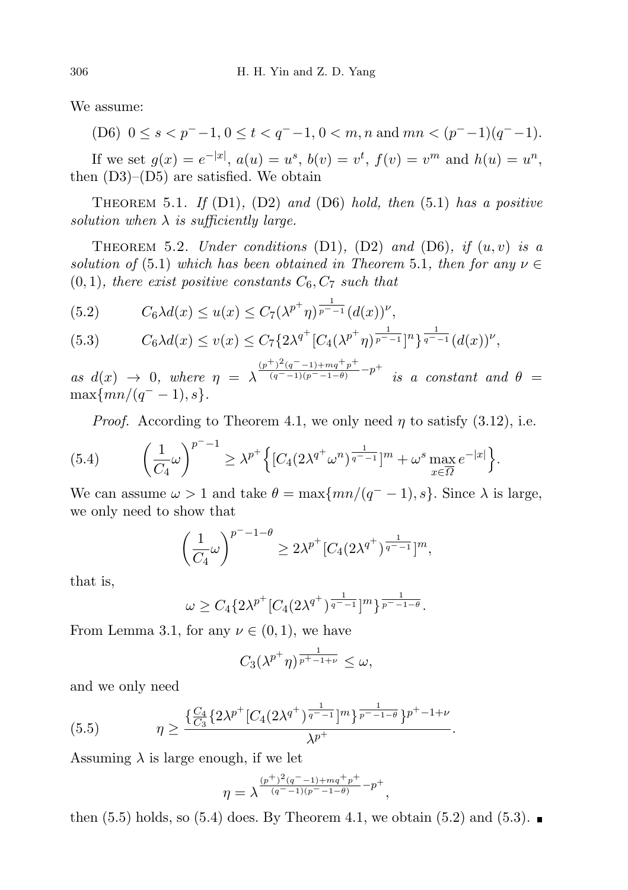We assume:

(D6) $0 \le s < p^- - 1$, $0 \le t < q^- - 1$, $0 < m, n$ and $mn < (p^- - 1)(q^- - 1)$.

If we set $g(x) = e^{-|x|}$, $a(u) = u^s$, $b(v) = v^t$, $f(v) = v^m$ and $h(u) = u^n$, then (D3)–(D5) are satisfied. We obtain

Theorem 5.1. *If* (D1), (D2) *and* (D6) *hold, then* (5.1) *has a positive solution when $\lambda$ is sufficiently large.*

Theorem 5.2. *Under conditions* (D1), (D2) *and* (D6), *if $(u, v)$ is a solution of* (5.1) *which has been obtained in Theorem* 5.1, *then for any $\nu \in (0, 1)$, there exist positive constants $C_6, C_7$ such that*

$$C_6 \lambda d(x) \le u(x) \le C_7 (\lambda^{p^+} \eta)^{\frac{1}{p^- - 1}} (d(x))^{\nu}, \tag{5.2}$$

$$C_6 \lambda d(x) \le v(x) \le C_7 \{2\lambda^{q^+} [C_4 (\lambda^{p^+} \eta)^{\frac{1}{p^- - 1}}]^n\}^{\frac{1}{q^- - 1}} (d(x))^{\nu}, \tag{5.3}$$

*as $d(x) \to 0$, where $\eta = \lambda^{\frac{(p^+)^2 (q^- - 1) + m q^+ p^+}{(q^- - 1)(p^- - 1 - \theta)} - p^+}$ is a constant and $\theta = \max\{mn/(q^- - 1), s\}$.*

*Proof.* According to Theorem 4.1, we only need $\eta$ to satisfy (3.12), i.e.

$$\left(\frac{1}{C_4}\omega\right)^{p^- - 1} \ge \lambda^{p^+} \Big\{ [C_4 (2\lambda^{q^+} \omega^n)^{\frac{1}{q^- - 1}}]^m + \omega^s \max_{x \in \overline{\Omega}} e^{-|x|} \Big\}. \tag{5.4}$$

We can assume $\omega > 1$ and take $\theta = \max\{mn/(q^- - 1), s\}$. Since $\lambda$ is large, we only need to show that

$$\left(\frac{1}{C_4}\omega\right)^{p^- - 1 - \theta} \ge 2\lambda^{p^+} [C_4 (2\lambda^{q^+})^{\frac{1}{q^- - 1}}]^m,$$

that is,

$$\omega \ge C_4 \{2\lambda^{p^+} [C_4 (2\lambda^{q^+})^{\frac{1}{q^- - 1}}]^m\}^{\frac{1}{p^- - 1 - \theta}}.$$

From Lemma 3.1, for any $\nu \in (0, 1)$, we have

$$C_3 (\lambda^{p^+} \eta)^{\frac{1}{p^+ - 1 + \nu}} \le \omega,$$

and we only need

$$\eta \ge \frac{\{\frac{C_4}{C_3} \{2\lambda^{p^+} [C_4 (2\lambda^{q^+})^{\frac{1}{q^- - 1}}]^m\}^{\frac{1}{p^- - 1 - \theta}}\}^{p^+ - 1 + \nu}}{\lambda^{p^+}}. \tag{5.5}$$

Assuming $\lambda$ is large enough, if we let

$$\eta = \lambda^{\frac{(p^+)^2 (q^- - 1) + m q^+ p^+}{(q^- - 1)(p^- - 1 - \theta)} - p^+},$$

then (5.5) holds, so (5.4) does. By Theorem 4.1, we obtain (5.2) and (5.3). ∎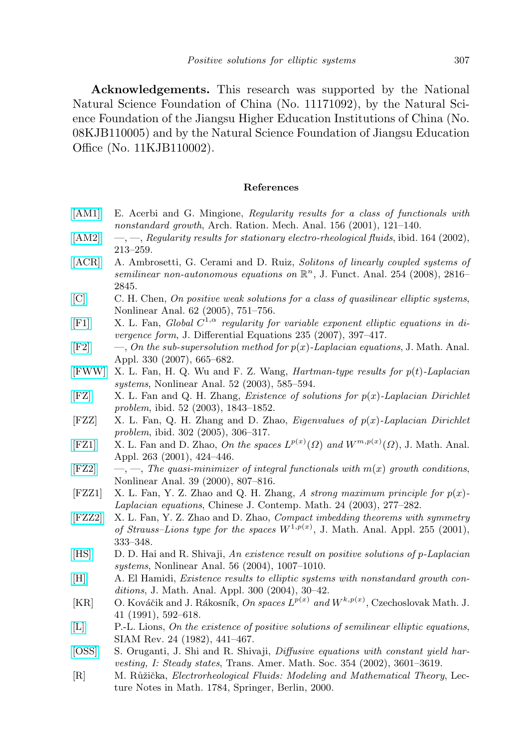**Acknowledgements.** This research was supported by the National Natural Science Foundation of China (No. 11171092), by the Natural Science Foundation of the Jiangsu Higher Education Institutions of China (No. 08KJB110005) and by the Natural Science Foundation of Jiangsu Education Office (No. 11KJB110002).

## References

- [AM1] E. Acerbi and G. Mingione, *Regularity results for a class of functionals with nonstandard growth*, Arch. Ration. Mech. Anal. 156 (2001), 121–140.
- [AM2] —, —, *Regularity results for stationary electro-rheological fluids*, ibid. 164 (2002), 213–259.
- [ACR] A. Ambrosetti, G. Cerami and D. Ruiz, *Solitons of linearly coupled systems of semilinear non-autonomous equations on* $\mathbb{R}^n$, J. Funct. Anal. 254 (2008), 2816–2845.
- [C] C. H. Chen, *On positive weak solutions for a class of quasilinear elliptic systems*, Nonlinear Anal. 62 (2005), 751–756.
- [F1] X. L. Fan, *Global* $C^{1,\alpha}$ *regularity for variable exponent elliptic equations in divergence form*, J. Differential Equations 235 (2007), 397–417.
- [F2] —, *On the sub-supersolution method for* $p(x)$*-Laplacian equations*, J. Math. Anal. Appl. 330 (2007), 665–682.
- [FWW] X. L. Fan, H. Q. Wu and F. Z. Wang, *Hartman-type results for* $p(t)$*-Laplacian systems*, Nonlinear Anal. 52 (2003), 585–594.
- [FZ] X. L. Fan and Q. H. Zhang, *Existence of solutions for* $p(x)$*-Laplacian Dirichlet problem*, ibid. 52 (2003), 1843–1852.
- [FZZ] X. L. Fan, Q. H. Zhang and D. Zhao, *Eigenvalues of* $p(x)$*-Laplacian Dirichlet problem*, ibid. 302 (2005), 306–317.
- [FZ1] X. L. Fan and D. Zhao, *On the spaces* $L^{p(x)}(\Omega)$ *and* $W^{m,p(x)}(\Omega)$, J. Math. Anal. Appl. 263 (2001), 424–446.
- [FZ2] —, —, *The quasi-minimizer of integral functionals with* $m(x)$ *growth conditions*, Nonlinear Anal. 39 (2000), 807–816.
- [FZZ1] X. L. Fan, Y. Z. Zhao and Q. H. Zhang, *A strong maximum principle for* $p(x)$*-Laplacian equations*, Chinese J. Contemp. Math. 24 (2003), 277–282.
- [FZZ2] X. L. Fan, Y. Z. Zhao and D. Zhao, *Compact imbedding theorems with symmetry of Strauss–Lions type for the spaces* $W^{1,p(x)}$, J. Math. Anal. Appl. 255 (2001), 333–348.
- [HS] D. D. Hai and R. Shivaji, *An existence result on positive solutions of p-Laplacian systems*, Nonlinear Anal. 56 (2004), 1007–1010.
- [H] A. El Hamidi, *Existence results to elliptic systems with nonstandard growth conditions*, J. Math. Anal. Appl. 300 (2004), 30–42.
- [KR] O. Kováčik and J. Rákosník, *On spaces* $L^{p(x)}$ *and* $W^{k,p(x)}$, Czechoslovak Math. J. 41 (1991), 592–618.
- [L] P.-L. Lions, *On the existence of positive solutions of semilinear elliptic equations*, SIAM Rev. 24 (1982), 441–467.
- [OSS] S. Oruganti, J. Shi and R. Shivaji, *Diffusive equations with constant yield harvesting, I: Steady states*, Trans. Amer. Math. Soc. 354 (2002), 3601–3619.
- [R] M. Růžička, *Electrorheological Fluids: Modeling and Mathematical Theory*, Lecture Notes in Math. 1784, Springer, Berlin, 2000.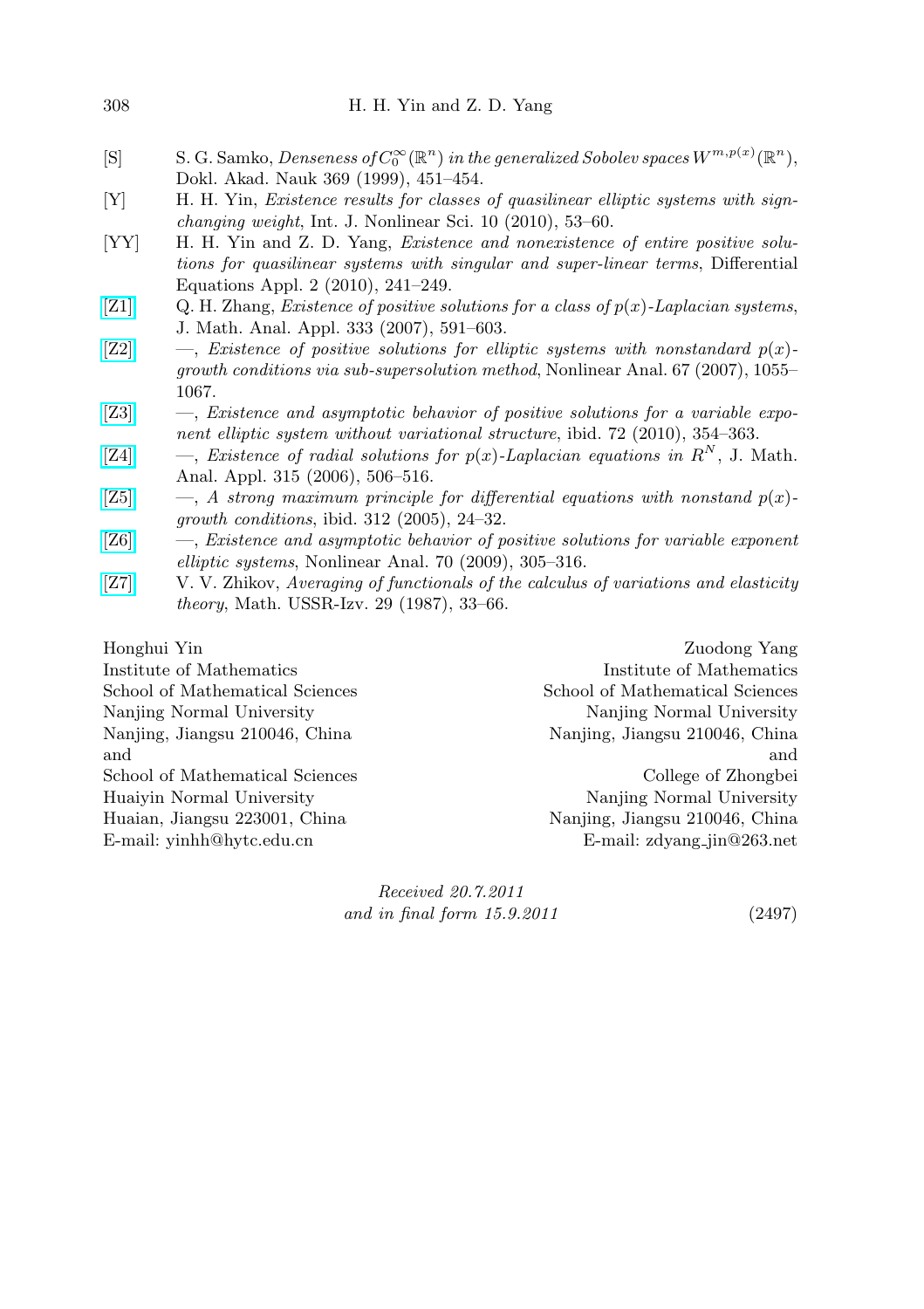[S] S. G. Samko, *Denseness of $C_0^\infty(\mathbb{R}^n)$ in the generalized Sobolev spaces $W^{m,p(x)}(\mathbb{R}^n)$*, Dokl. Akad. Nauk 369 (1999), 451–454.

[Y] H. H. Yin, *Existence results for classes of quasilinear elliptic systems with sign-changing weight*, Int. J. Nonlinear Sci. 10 (2010), 53–60.

[YY] H. H. Yin and Z. D. Yang, *Existence and nonexistence of entire positive solutions for quasilinear systems with singular and super-linear terms*, Differential Equations Appl. 2 (2010), 241–249.

[Z1] Q. H. Zhang, *Existence of positive solutions for a class of $p(x)$-Laplacian systems*, J. Math. Anal. Appl. 333 (2007), 591–603.

[Z2] —, *Existence of positive solutions for elliptic systems with nonstandard $p(x)$-growth conditions via sub-supersolution method*, Nonlinear Anal. 67 (2007), 1055–1067.

[Z3] —, *Existence and asymptotic behavior of positive solutions for a variable exponent elliptic system without variational structure*, ibid. 72 (2010), 354–363.

[Z4] —, *Existence of radial solutions for $p(x)$-Laplacian equations in $R^N$*, J. Math. Anal. Appl. 315 (2006), 506–516.

[Z5] —, *A strong maximum principle for differential equations with nonstand $p(x)$-growth conditions*, ibid. 312 (2005), 24–32.

[Z6] —, *Existence and asymptotic behavior of positive solutions for variable exponent elliptic systems*, Nonlinear Anal. 70 (2009), 305–316.

[Z7] V. V. Zhikov, *Averaging of functionals of the calculus of variations and elasticity theory*, Math. USSR-Izv. 29 (1987), 33–66.

Honghui Yin
Institute of Mathematics
School of Mathematical Sciences
Nanjing Normal University
Nanjing, Jiangsu 210046, China
and
School of Mathematical Sciences
Huaiyin Normal University
Huaian, Jiangsu 223001, China
E-mail: yinhh@hytc.edu.cn

Zuodong Yang
Institute of Mathematics
School of Mathematical Sciences
Nanjing Normal University
Nanjing, Jiangsu 210046, China
and
College of Zhongbei
Nanjing Normal University
Nanjing, Jiangsu 210046, China
E-mail: zdyang_jin@263.net

*Received 20.7.2011*
*and in final form 15.9.2011* (2497)